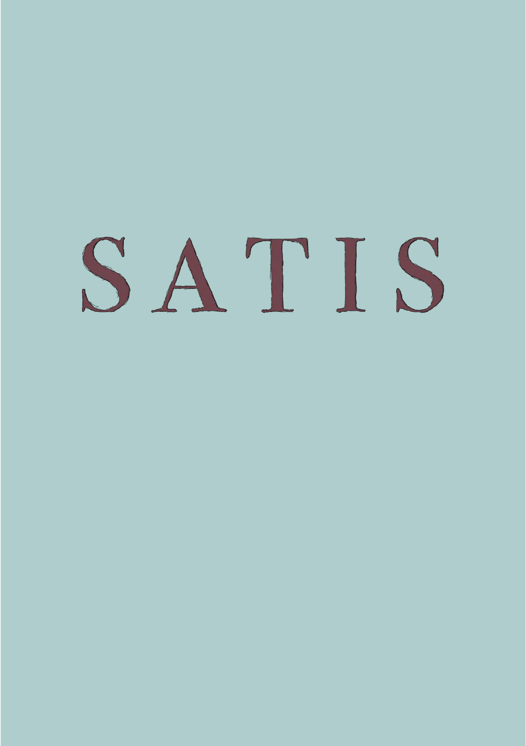# SATIS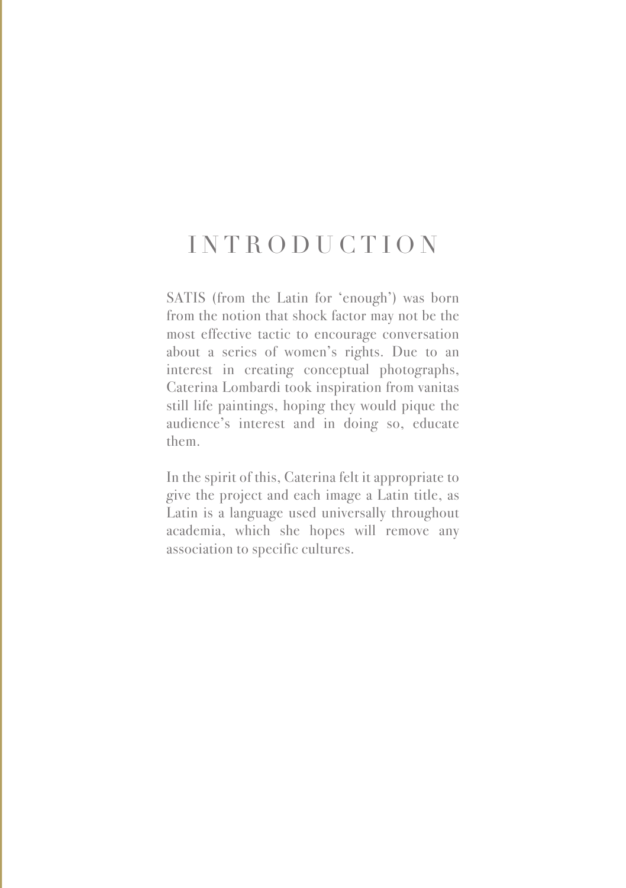# INTRODUCTION

SATIS (from the Latin for 'enough') was born from the notion that shock factor may not be the most effective tactic to encourage conversation about a series of women's rights. Due to an interest in creating conceptual photographs, Caterina Lombardi took inspiration from vanitas still life paintings, hoping they would pique the audience's interest and in doing so, educate them.

In the spirit of this, Caterina felt it appropriate to give the project and each image a Latin title, as Latin is a language used universally throughout academia, which she hopes will remove any association to specific cultures.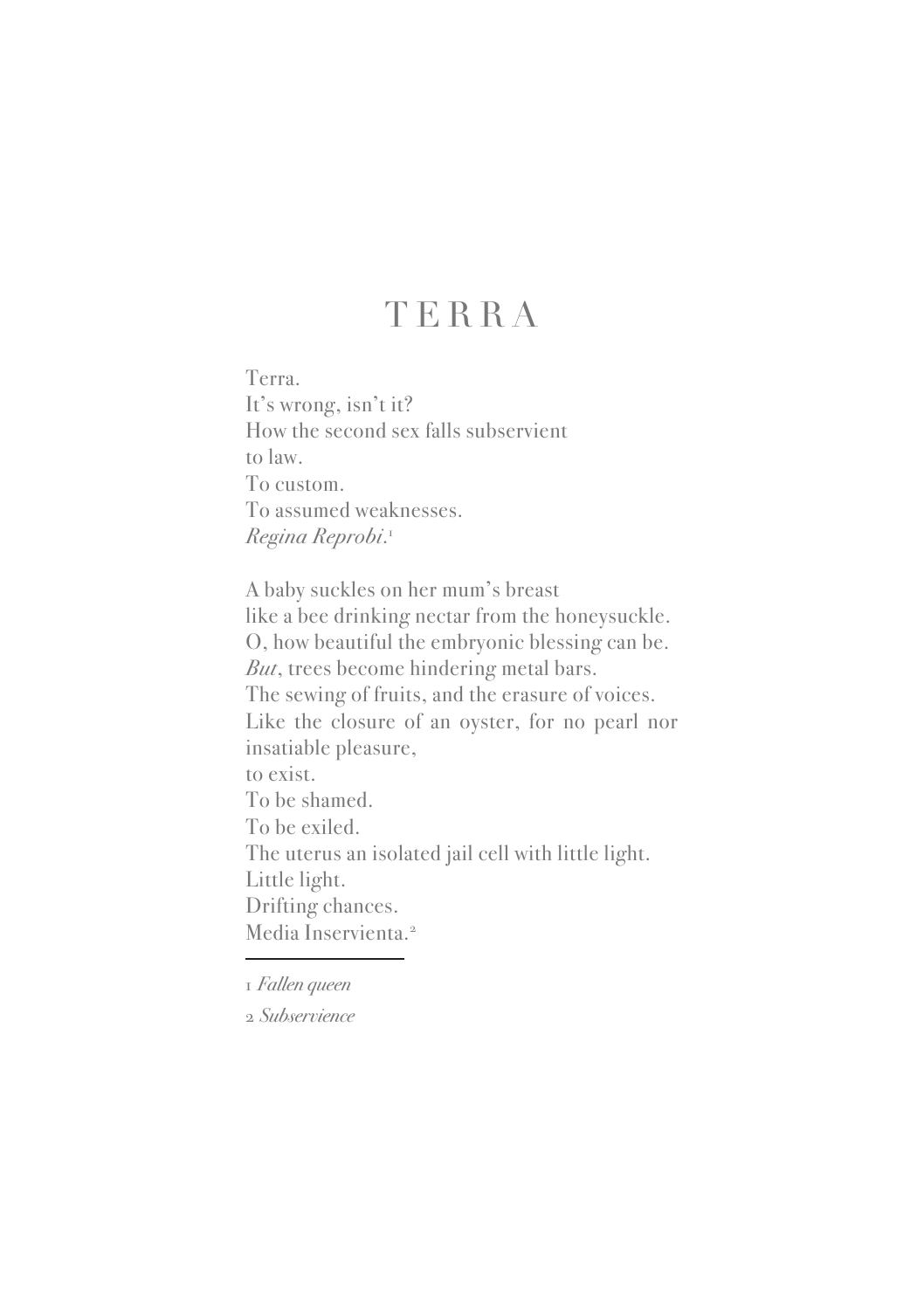# TERRA

Terra.
It's wrong, isn't it?
How the second sex falls subservient
to law.
To custom.
To assumed weaknesses.
*Regina Reprobi*.[1]

A baby suckles on her mum's breast
like a bee drinking nectar from the honeysuckle.
O, how beautiful the embryonic blessing can be.
*But*, trees become hindering metal bars.
The sewing of fruits, and the erasure of voices.
Like the closure of an oyster, for no pearl nor insatiable pleasure,
to exist.
To be shamed.
To be exiled.
The uterus an isolated jail cell with little light.
Little light.
Drifting chances.
Media Inservienta.[2]

---

1 *Fallen queen*

2 *Subservience*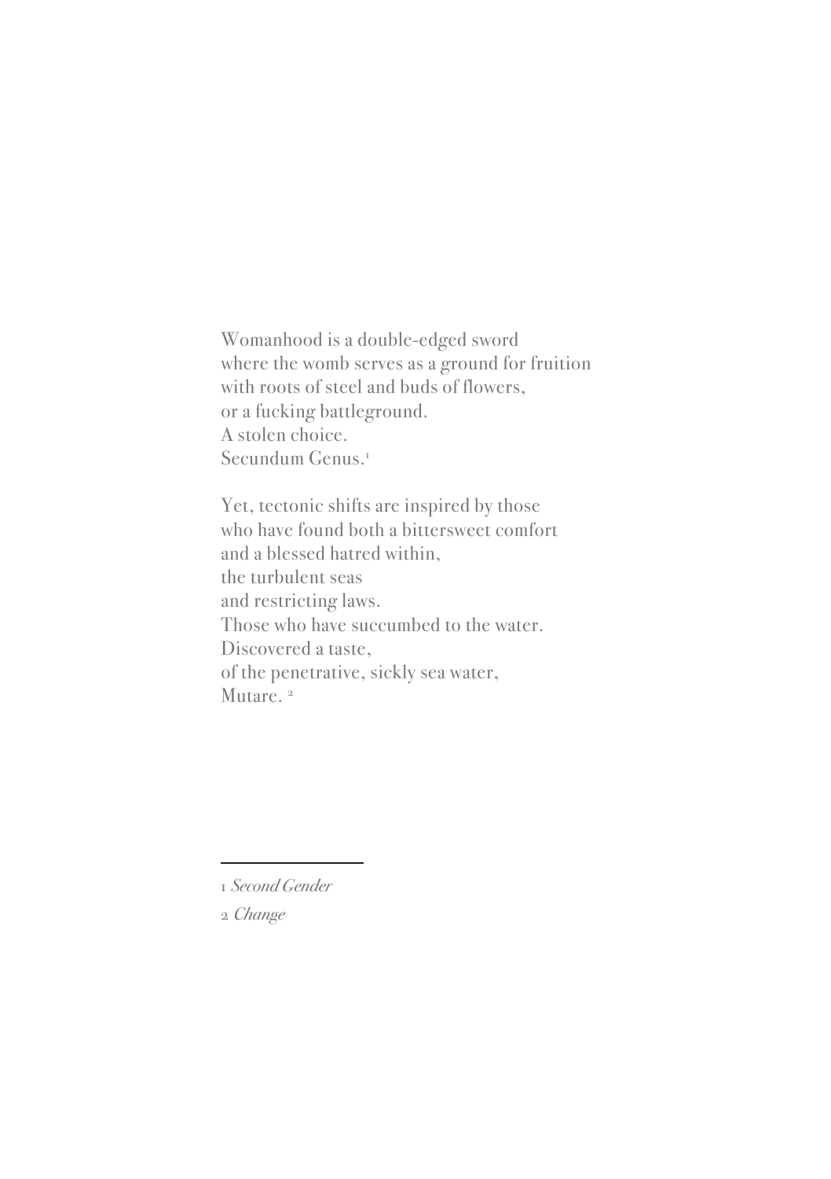Womanhood is a double-edged sword  
where the womb serves as a ground for fruition  
with roots of steel and buds of flowers,  
or a fucking battleground.  
A stolen choice.  
Secundum Genus.[1]

Yet, tectonic shifts are inspired by those  
who have found both a bittersweet comfort  
and a blessed hatred within,  
the turbulent seas  
and restricting laws.  
Those who have succumbed to the water.  
Discovered a taste,  
of the penetrative, sickly sea water,  
Mutare. [2]

---

1 *Second Gender*

2 *Change*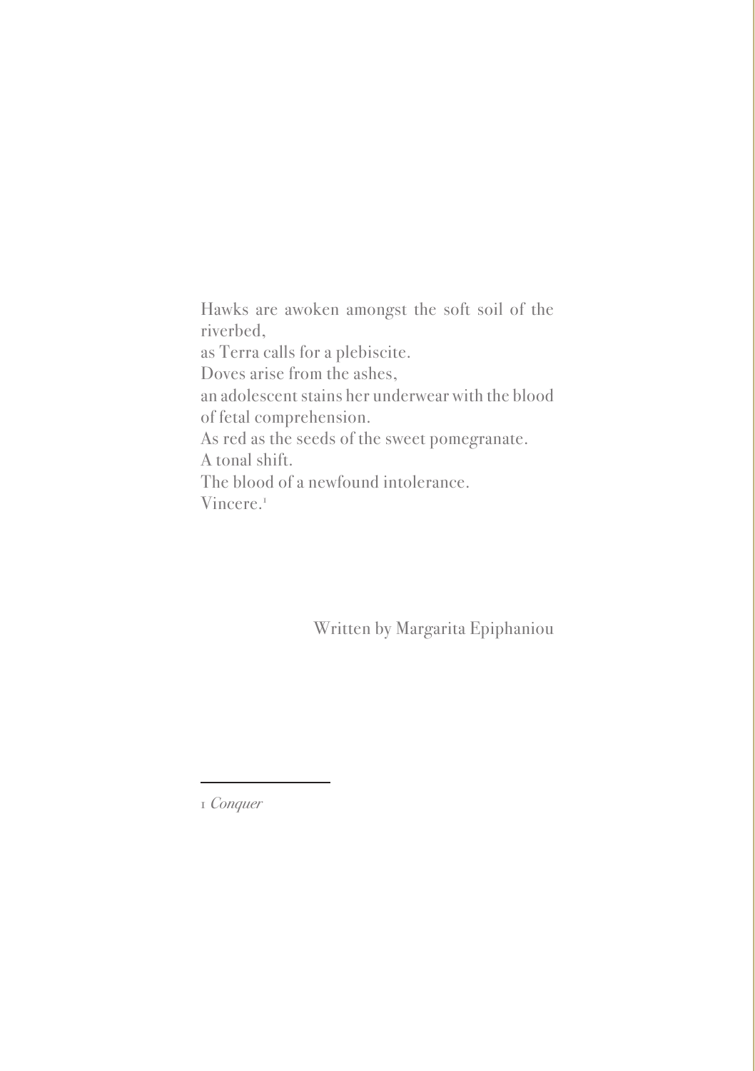Hawks are awoken amongst the soft soil of the riverbed,
as Terra calls for a plebiscite.
Doves arise from the ashes,
an adolescent stains her underwear with the blood of fetal comprehension.
As red as the seeds of the sweet pomegranate.
A tonal shift.
The blood of a newfound intolerance.
Vincere.[1]

Written by Margarita Epiphaniou

---

1 *Conquer*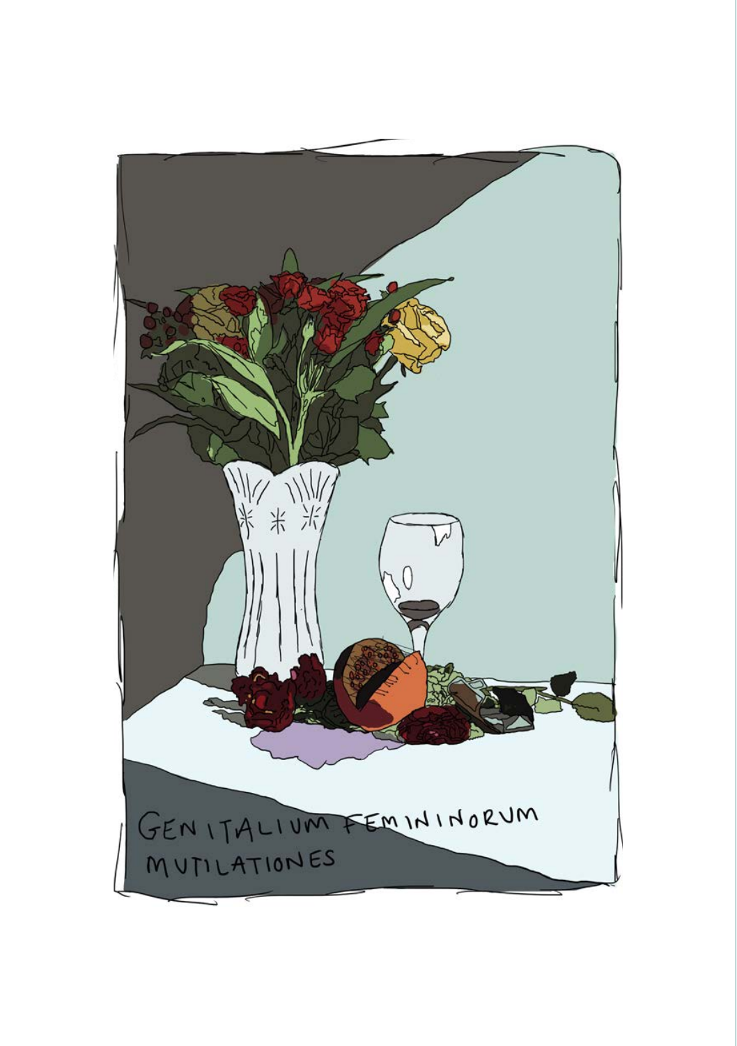GENITALIUM FEMININORUM
MUTILATIONES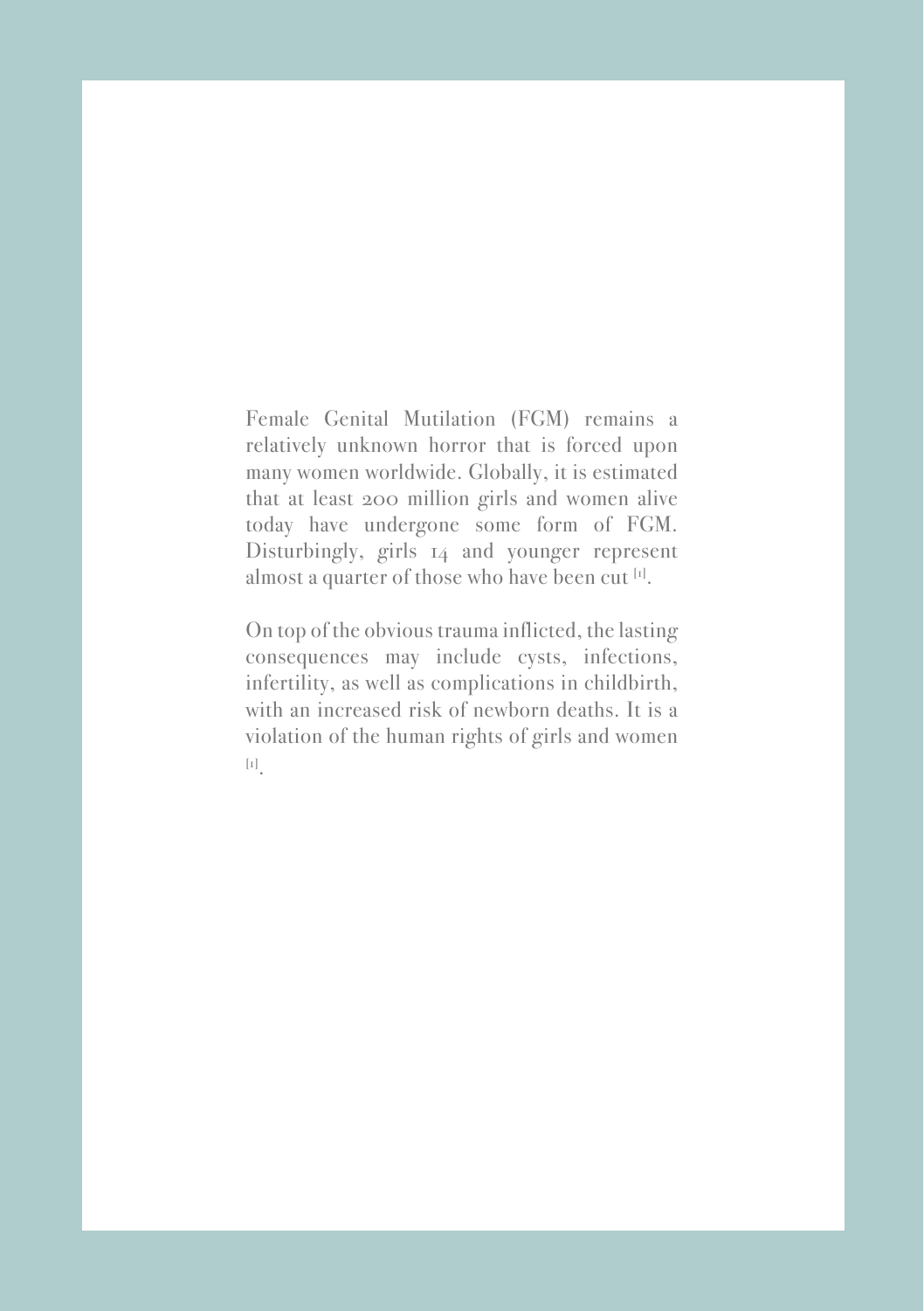Female Genital Mutilation (FGM) remains a relatively unknown horror that is forced upon many women worldwide. Globally, it is estimated that at least 200 million girls and women alive today have undergone some form of FGM. Disturbingly, girls 14 and younger represent almost a quarter of those who have been cut [1].

On top of the obvious trauma inflicted, the lasting consequences may include cysts, infections, infertility, as well as complications in childbirth, with an increased risk of newborn deaths. It is a violation of the human rights of girls and women [1].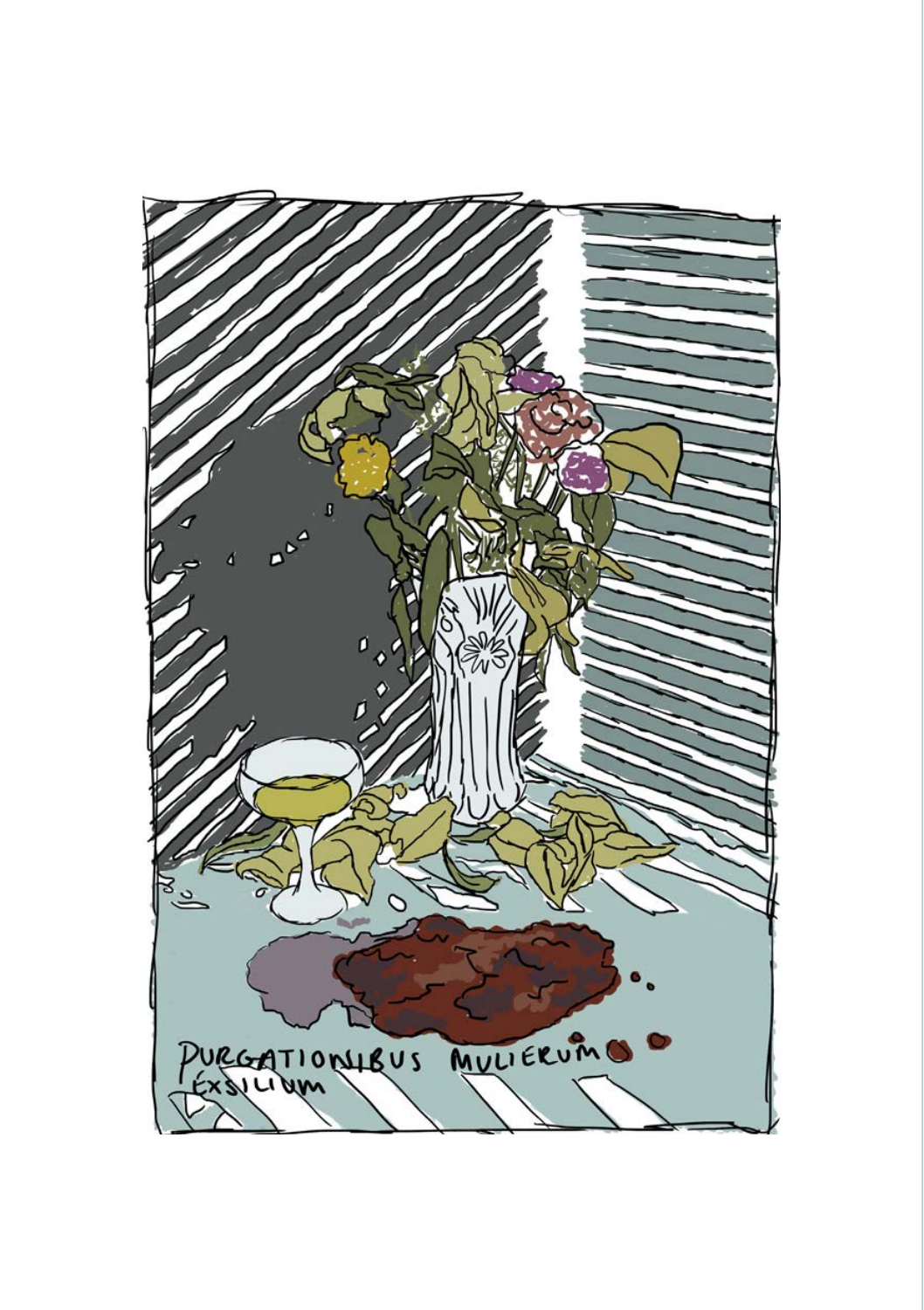PURGATIONIBUS MULIERUM
EXSILIUM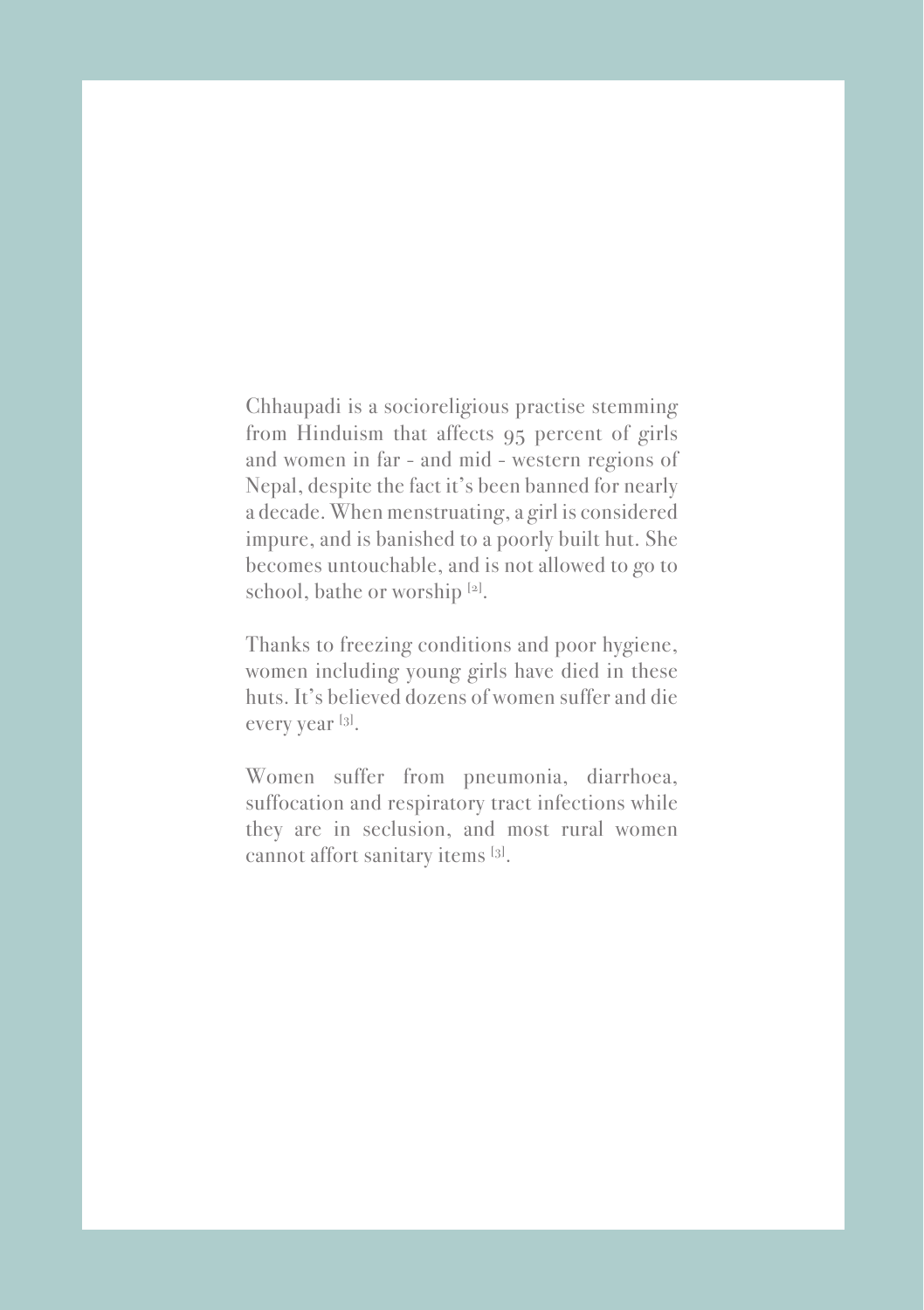Chhaupadi is a socioreligious practise stemming from Hinduism that affects 95 percent of girls and women in far - and mid - western regions of Nepal, despite the fact it's been banned for nearly a decade. When menstruating, a girl is considered impure, and is banished to a poorly built hut. She becomes untouchable, and is not allowed to go to school, bathe or worship [2].

Thanks to freezing conditions and poor hygiene, women including young girls have died in these huts. It's believed dozens of women suffer and die every year [3].

Women suffer from pneumonia, diarrhoea, suffocation and respiratory tract infections while they are in seclusion, and most rural women cannot affort sanitary items [3].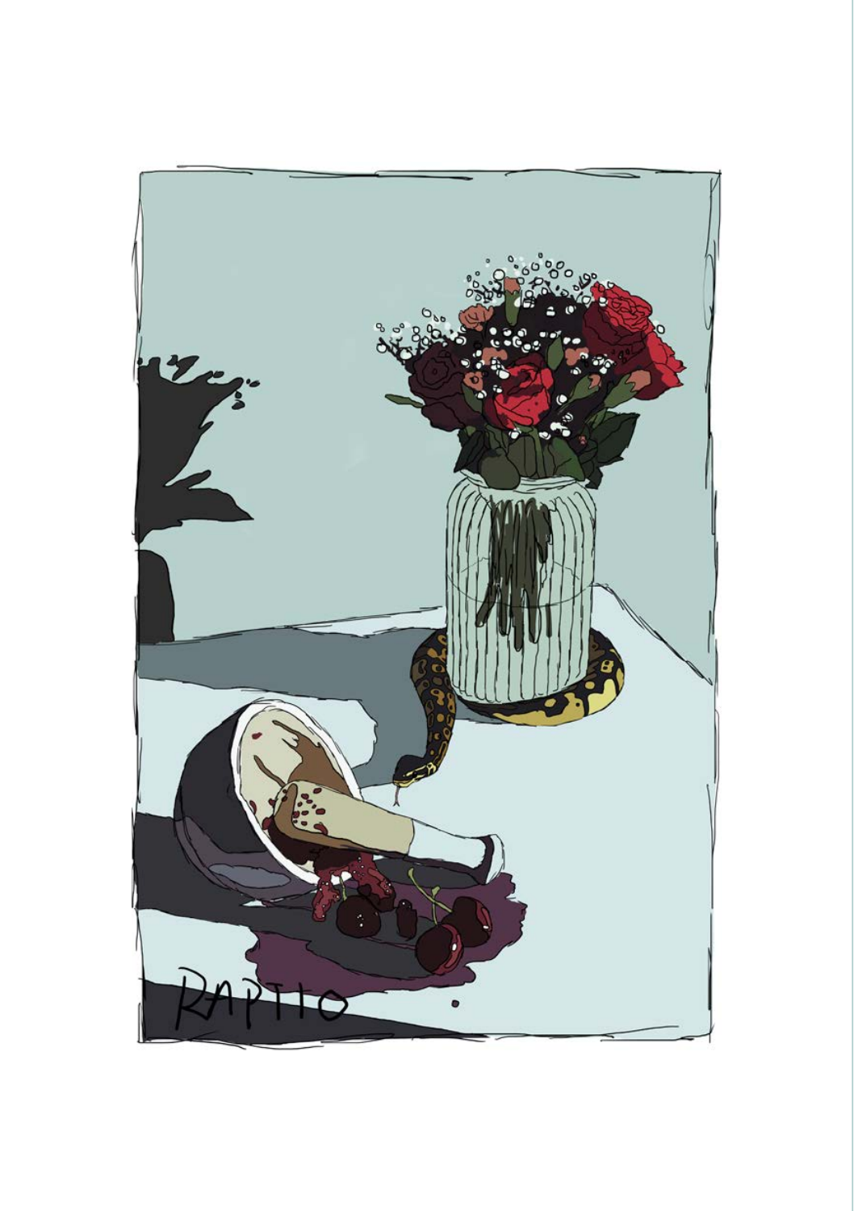RAPTIO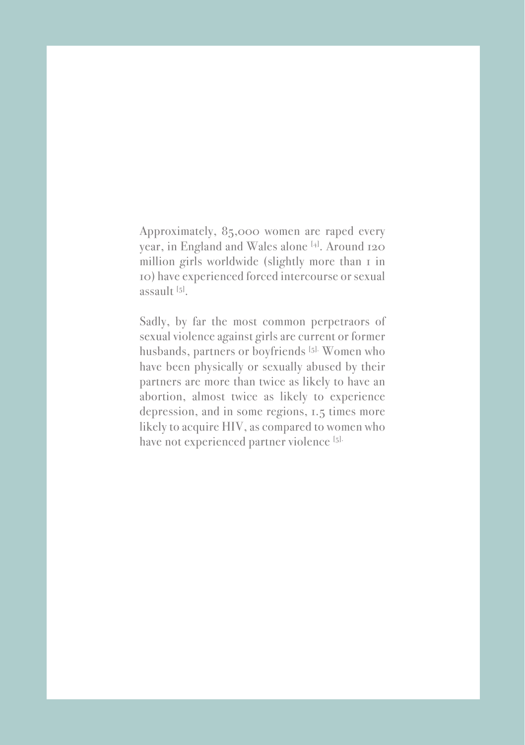Approximately, 85,000 women are raped every year, in England and Wales alone [4]. Around 120 million girls worldwide (slightly more than 1 in 10) have experienced forced intercourse or sexual assault [5].

Sadly, by far the most common perpetraors of sexual violence against girls are current or former husbands, partners or boyfriends [5]. Women who have been physically or sexually abused by their partners are more than twice as likely to have an abortion, almost twice as likely to experience depression, and in some regions, 1.5 times more likely to acquire HIV, as compared to women who have not experienced partner violence [5].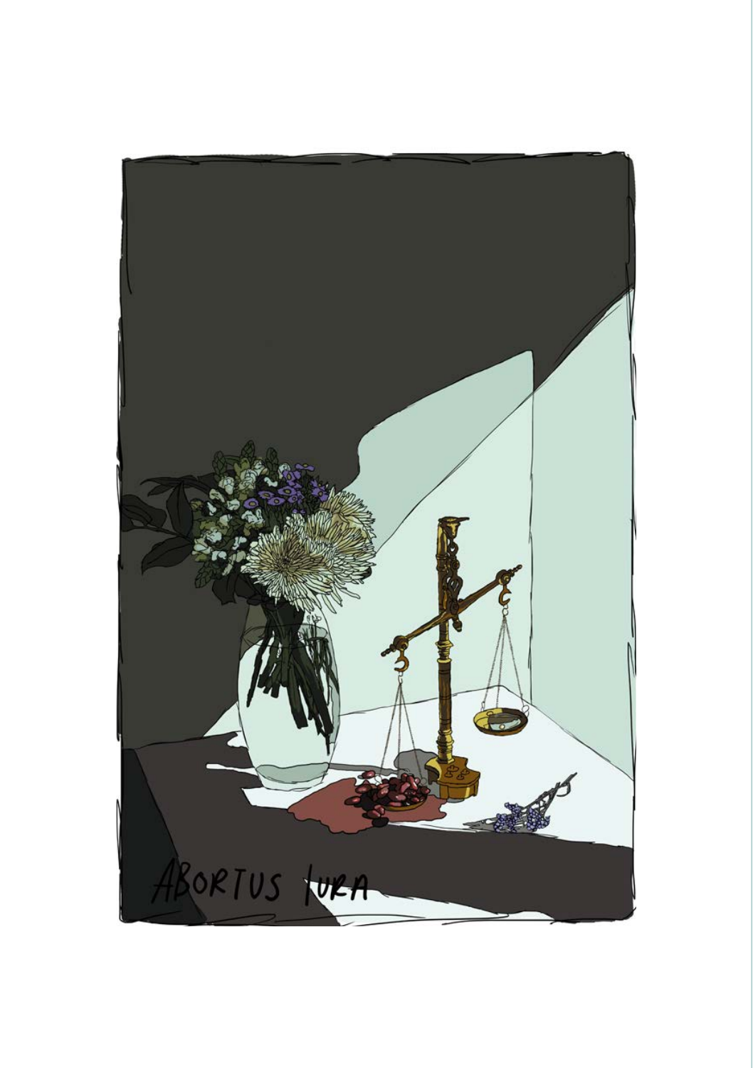ABORTUS IURA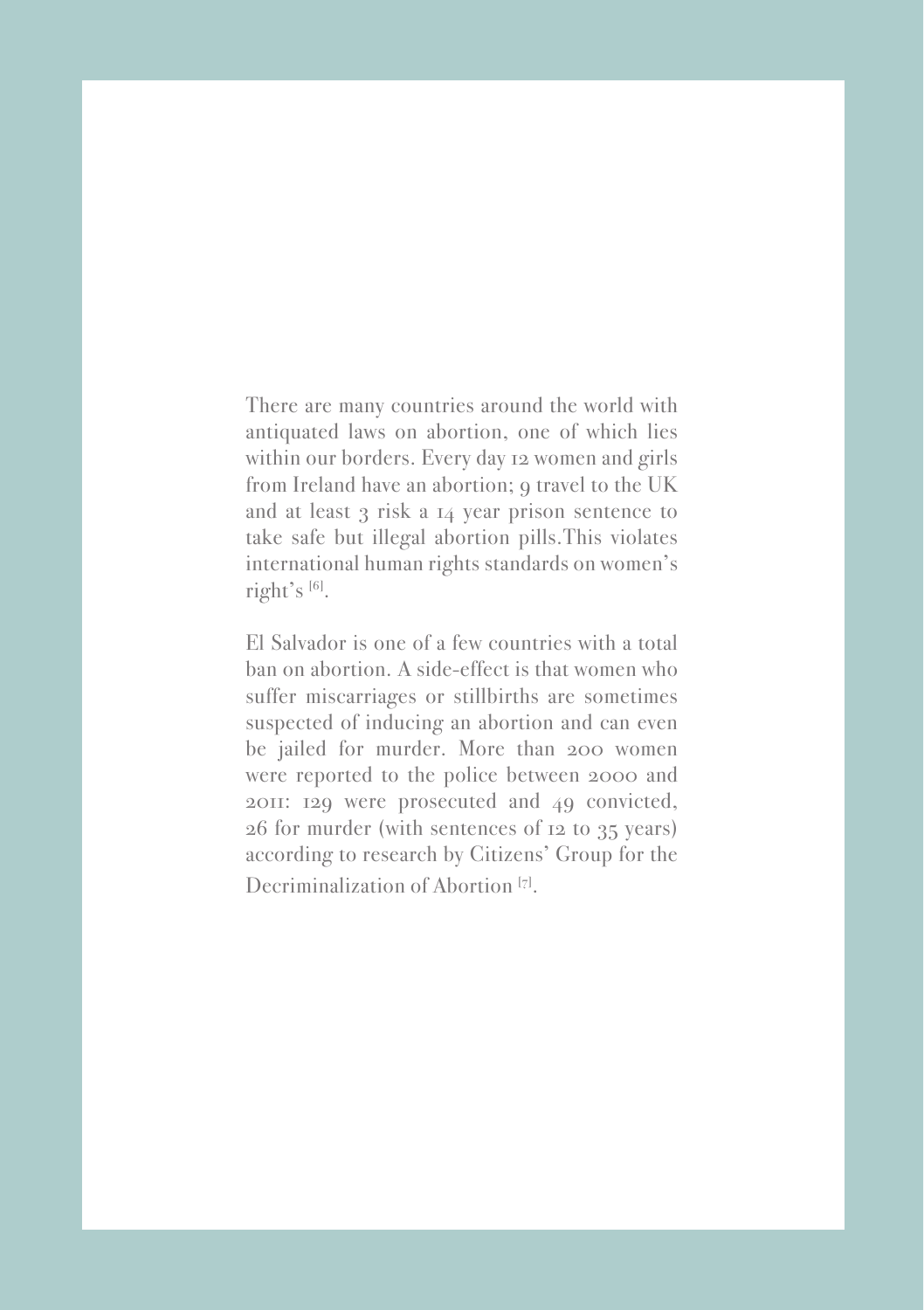There are many countries around the world with antiquated laws on abortion, one of which lies within our borders. Every day 12 women and girls from Ireland have an abortion; 9 travel to the UK and at least 3 risk a 14 year prison sentence to take safe but illegal abortion pills.This violates international human rights standards on women's right's [6].

El Salvador is one of a few countries with a total ban on abortion. A side-effect is that women who suffer miscarriages or stillbirths are sometimes suspected of inducing an abortion and can even be jailed for murder. More than 200 women were reported to the police between 2000 and 2011: 129 were prosecuted and 49 convicted, 26 for murder (with sentences of 12 to 35 years) according to research by Citizens' Group for the Decriminalization of Abortion [7].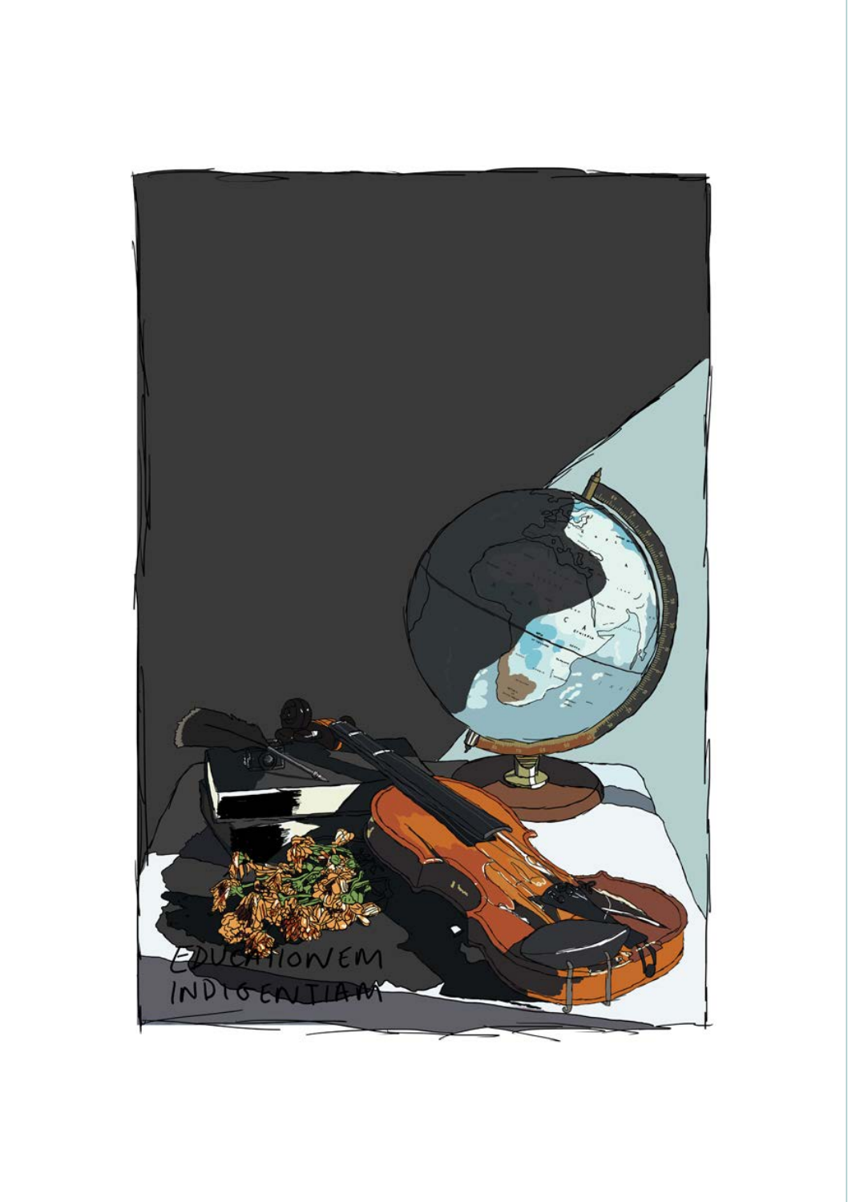EDUCATIONEM INDIGENTIAM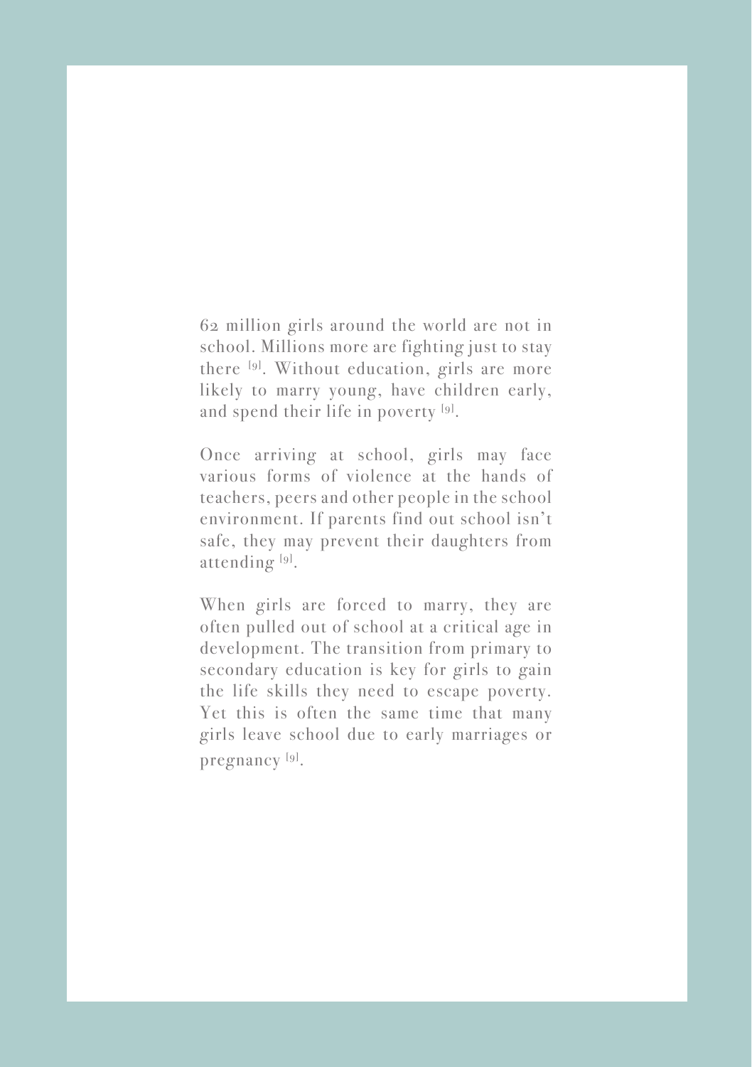62 million girls around the world are not in school. Millions more are fighting just to stay there [9]. Without education, girls are more likely to marry young, have children early, and spend their life in poverty [9].

Once arriving at school, girls may face various forms of violence at the hands of teachers, peers and other people in the school environment. If parents find out school isn't safe, they may prevent their daughters from attending [9].

When girls are forced to marry, they are often pulled out of school at a critical age in development. The transition from primary to secondary education is key for girls to gain the life skills they need to escape poverty. Yet this is often the same time that many girls leave school due to early marriages or pregnancy [9].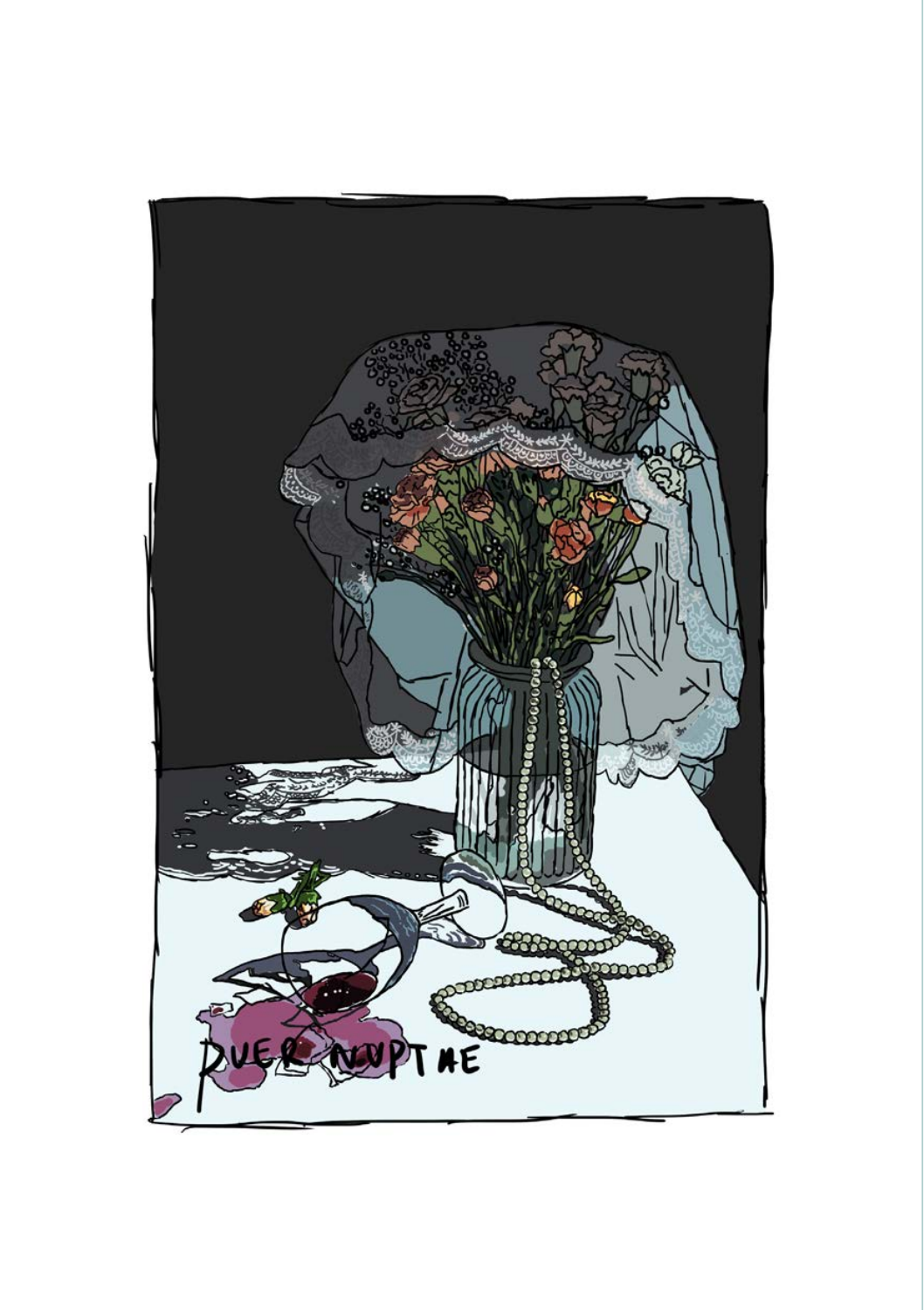PUER NUPTAE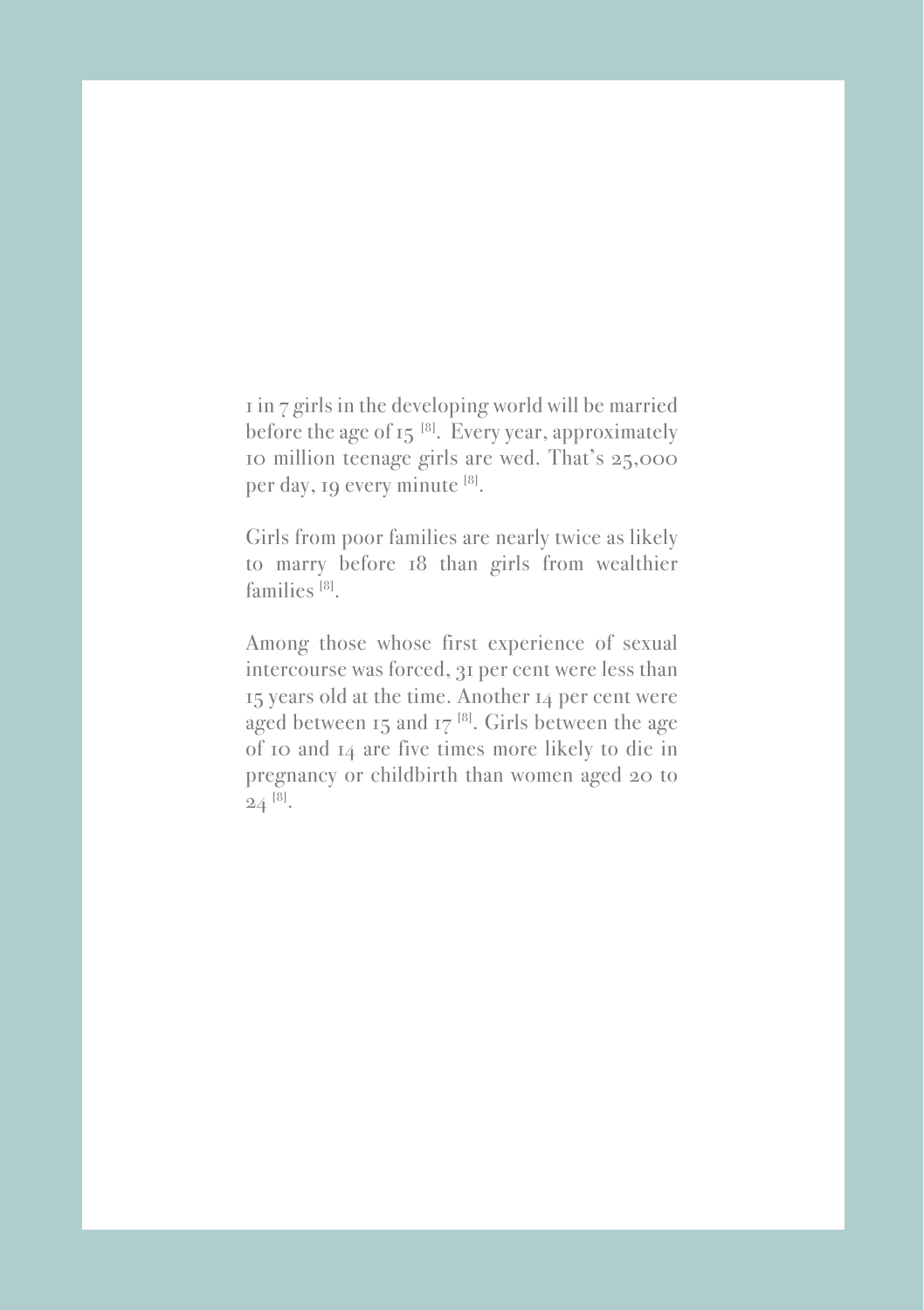1 in 7 girls in the developing world will be married before the age of 15 [8]. Every year, approximately 10 million teenage girls are wed. That's 25,000 per day, 19 every minute [8].

Girls from poor families are nearly twice as likely to marry before 18 than girls from wealthier families [8].

Among those whose first experience of sexual intercourse was forced, 31 per cent were less than 15 years old at the time. Another 14 per cent were aged between 15 and 17 [8]. Girls between the age of 10 and 14 are five times more likely to die in pregnancy or childbirth than women aged 20 to 24 [8].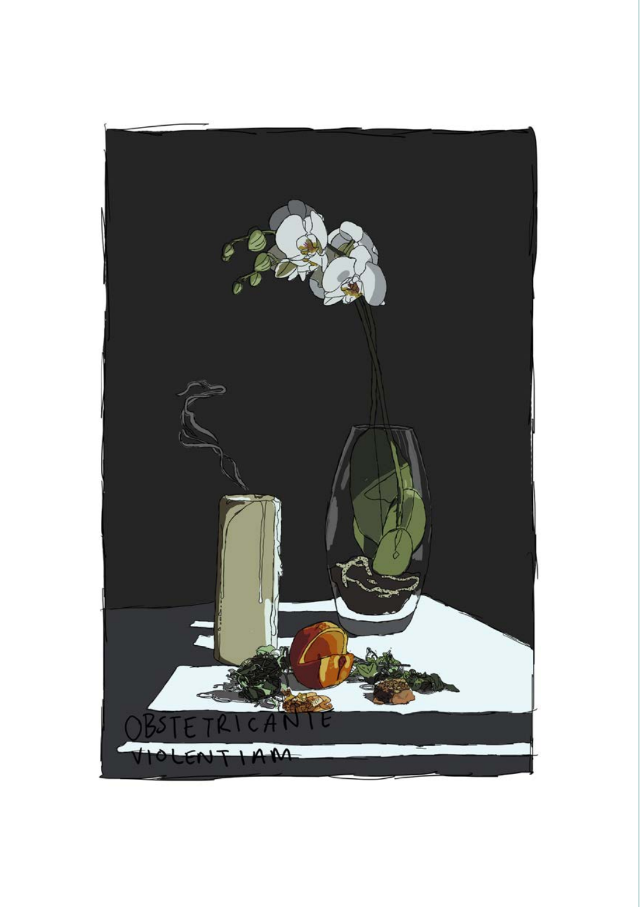OBSTETRICANTE VIOLENTIAM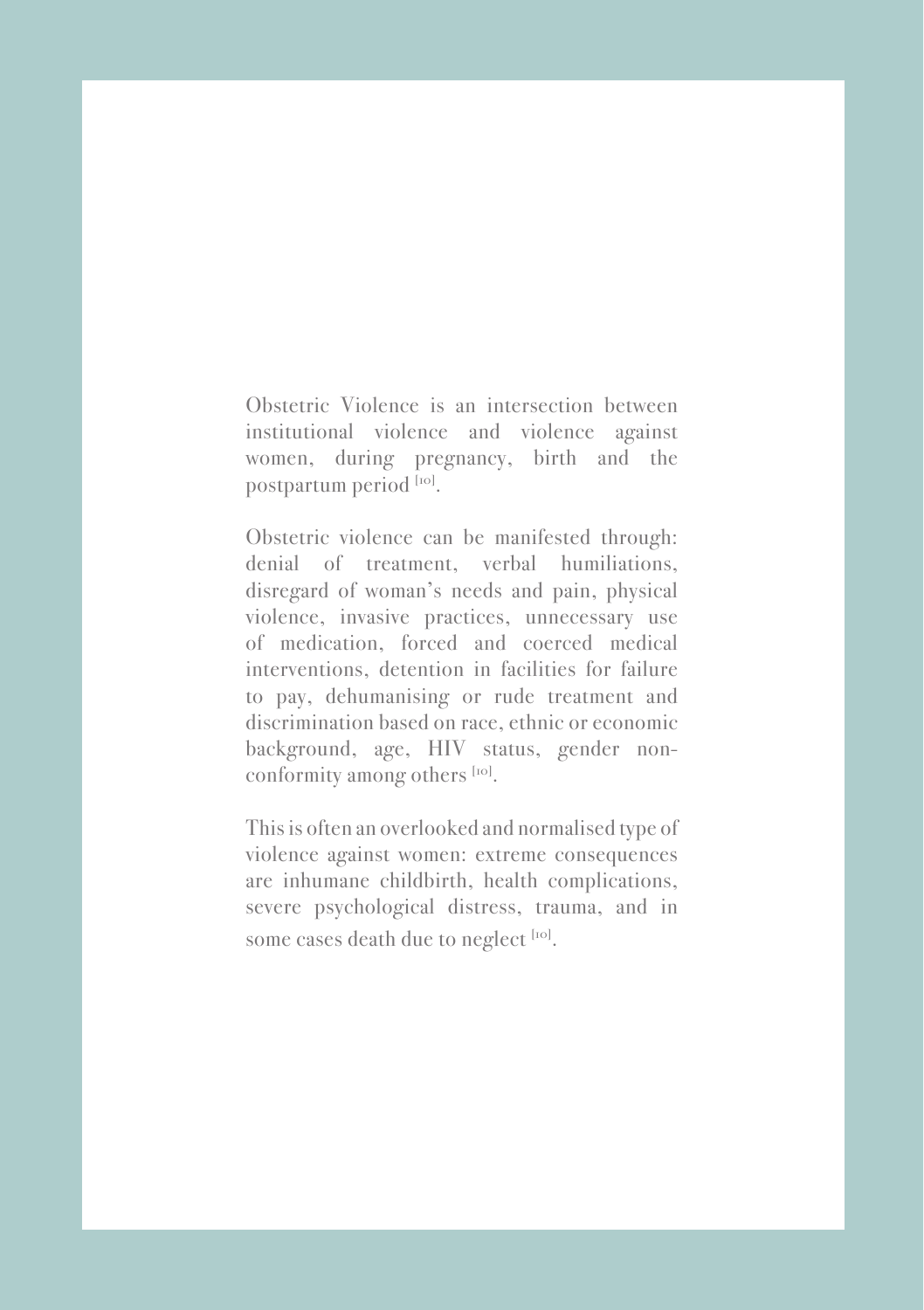Obstetric Violence is an intersection between institutional violence and violence against women, during pregnancy, birth and the postpartum period [10].

Obstetric violence can be manifested through: denial of treatment, verbal humiliations, disregard of woman's needs and pain, physical violence, invasive practices, unnecessary use of medication, forced and coerced medical interventions, detention in facilities for failure to pay, dehumanising or rude treatment and discrimination based on race, ethnic or economic background, age, HIV status, gender non-conformity among others [10].

This is often an overlooked and normalised type of violence against women: extreme consequences are inhumane childbirth, health complications, severe psychological distress, trauma, and in some cases death due to neglect [10].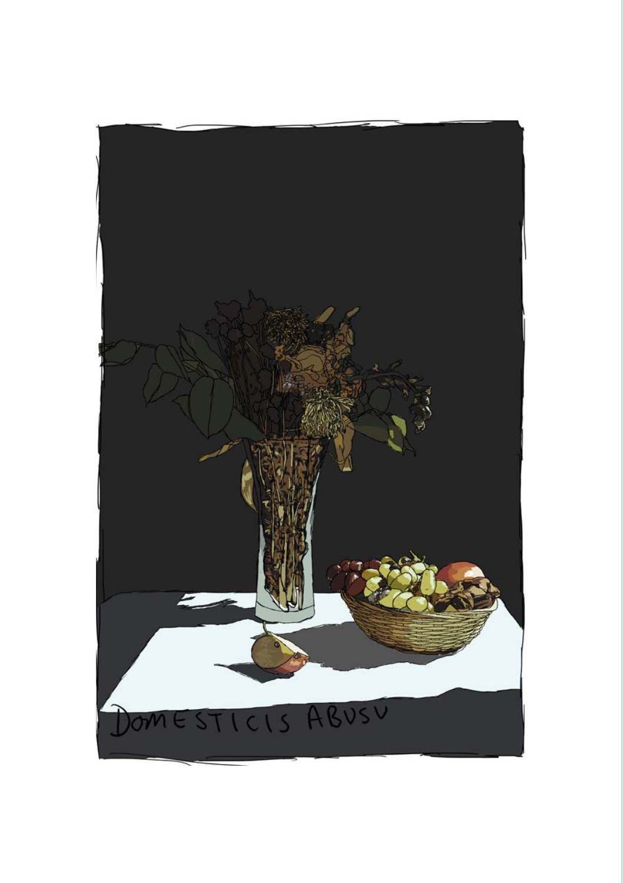DOMESTICIS ABUSU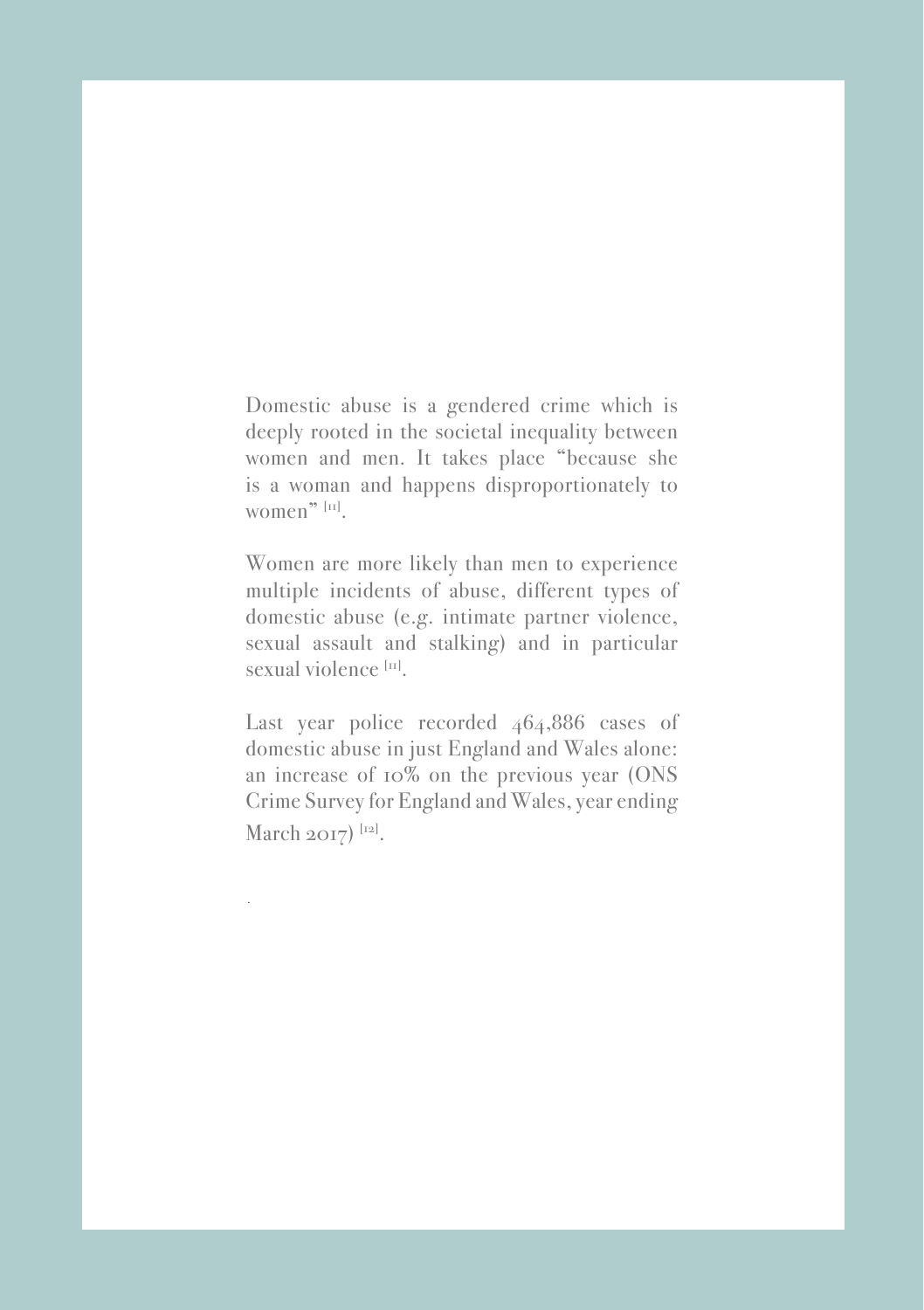Domestic abuse is a gendered crime which is deeply rooted in the societal inequality between women and men. It takes place "because she is a woman and happens disproportionately to women" [11].

Women are more likely than men to experience multiple incidents of abuse, different types of domestic abuse (e.g. intimate partner violence, sexual assault and stalking) and in particular sexual violence [11].

Last year police recorded 464,886 cases of domestic abuse in just England and Wales alone: an increase of 10% on the previous year (ONS Crime Survey for England and Wales, year ending March 2017) [12].

.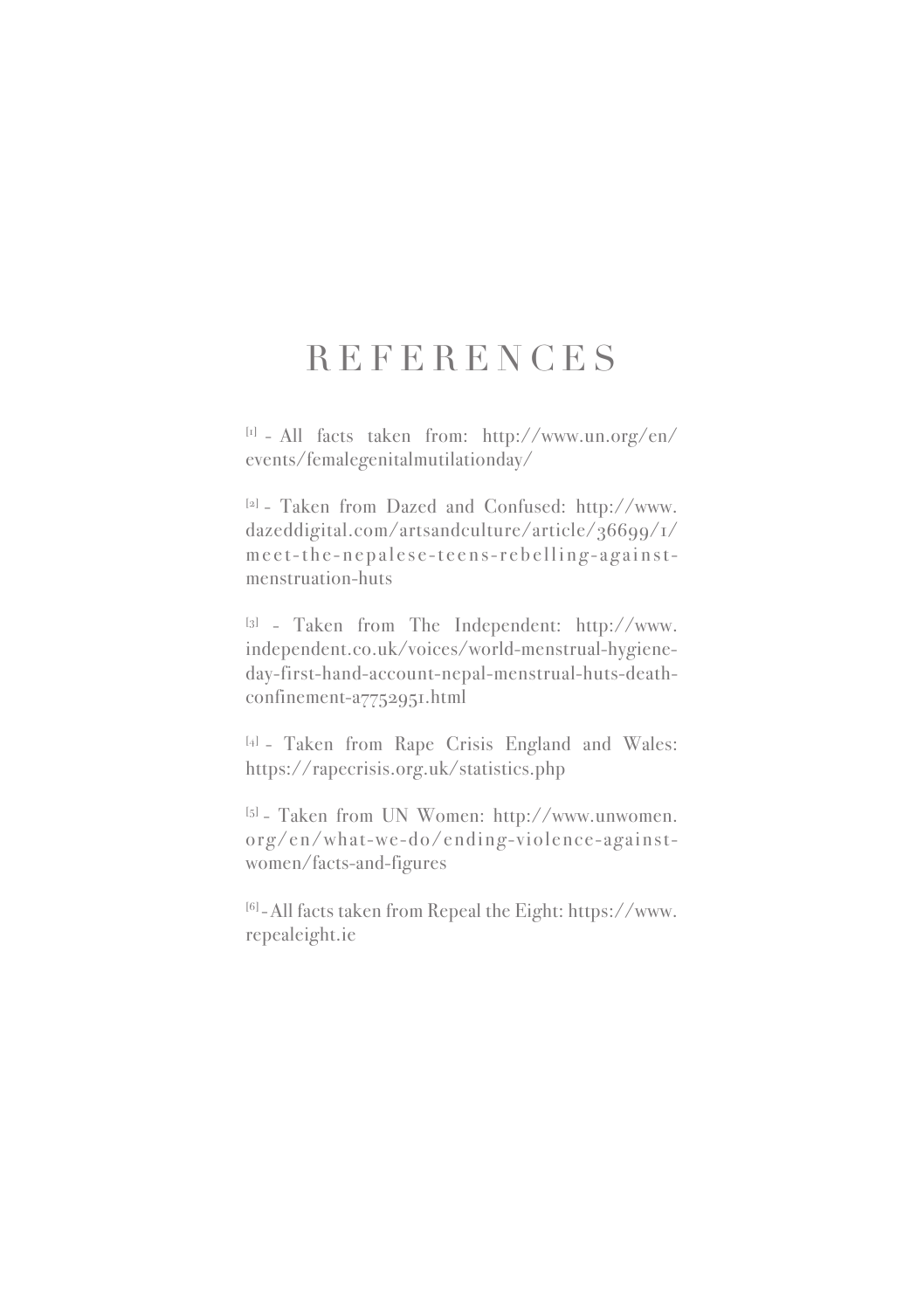# REFERENCES

[1] - All facts taken from: http://www.un.org/en/events/femalegenitalmutilationday/

[2] - Taken from Dazed and Confused: http://www.dazeddigital.com/artsandculture/article/36699/1/meet-the-nepalese-teens-rebelling-against-menstruation-huts

[3] - Taken from The Independent: http://www.independent.co.uk/voices/world-menstrual-hygiene-day-first-hand-account-nepal-menstrual-huts-death-confinement-a7752951.html

[4] - Taken from Rape Crisis England and Wales: https://rapecrisis.org.uk/statistics.php

[5] - Taken from UN Women: http://www.unwomen.org/en/what-we-do/ending-violence-against-women/facts-and-figures

[6] - All facts taken from Repeal the Eight: https://www.repealeight.ie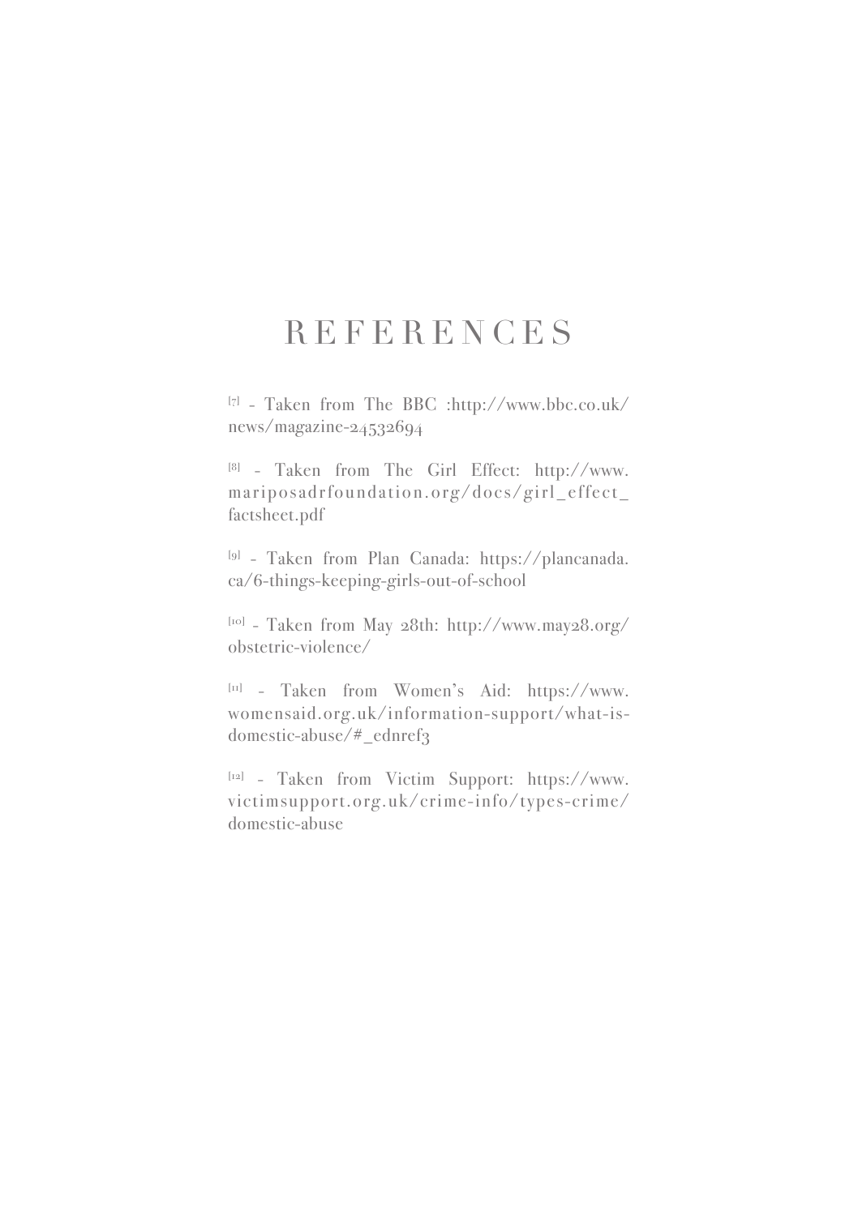# REFERENCES

[7] - Taken from The BBC :http://www.bbc.co.uk/news/magazine-24532694

[8] - Taken from The Girl Effect: http://www.mariposadrfoundation.org/docs/girl_effect_factsheet.pdf

[9] - Taken from Plan Canada: https://plancanada.ca/6-things-keeping-girls-out-of-school

[10] - Taken from May 28th: http://www.may28.org/obstetric-violence/

[11] - Taken from Women's Aid: https://www.womensaid.org.uk/information-support/what-is-domestic-abuse/#_ednref3

[12] - Taken from Victim Support: https://www.victimsupport.org.uk/crime-info/types-crime/domestic-abuse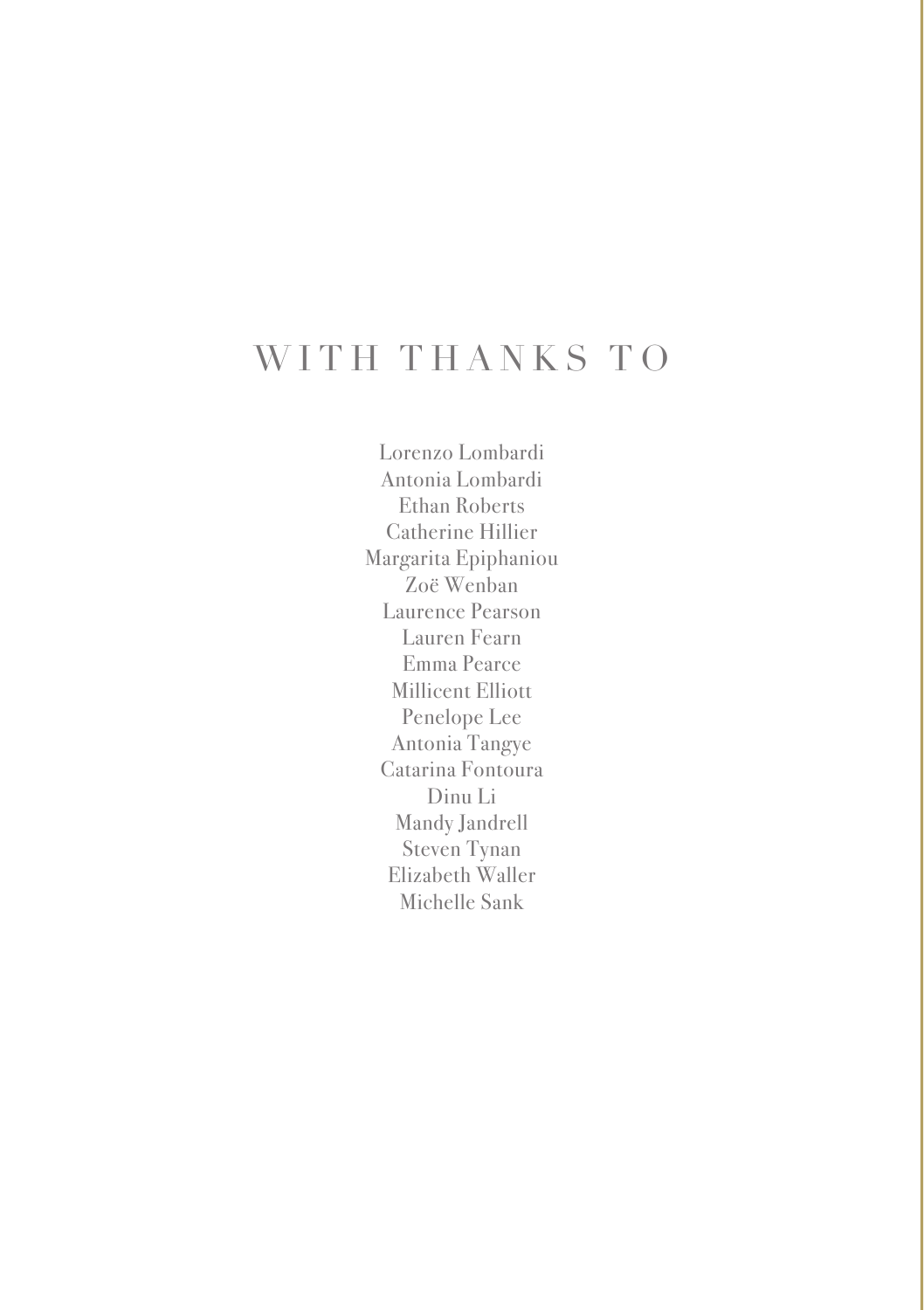# WITH THANKS TO

Lorenzo Lombardi
Antonia Lombardi
Ethan Roberts
Catherine Hillier
Margarita Epiphaniou
Zoë Wenban
Laurence Pearson
Lauren Fearn
Emma Pearce
Millicent Elliott
Penelope Lee
Antonia Tangye
Catarina Fontoura
Dinu Li
Mandy Jandrell
Steven Tynan
Elizabeth Waller
Michelle Sank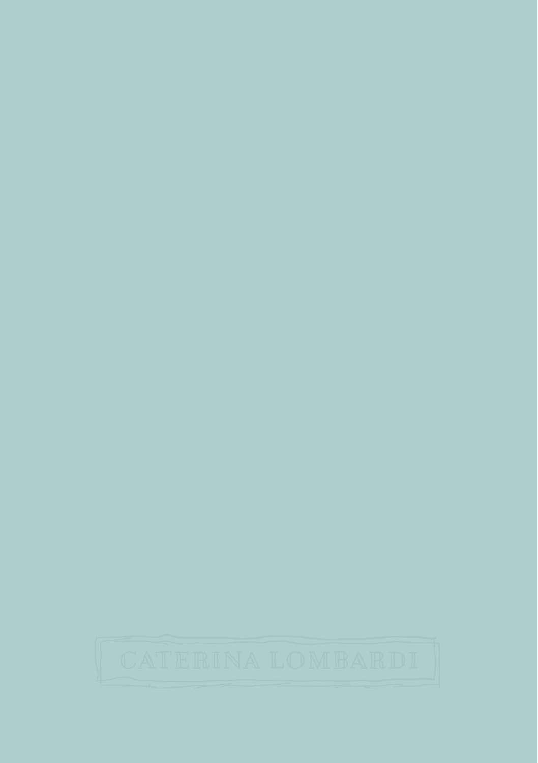CATERINA LOMBARDI